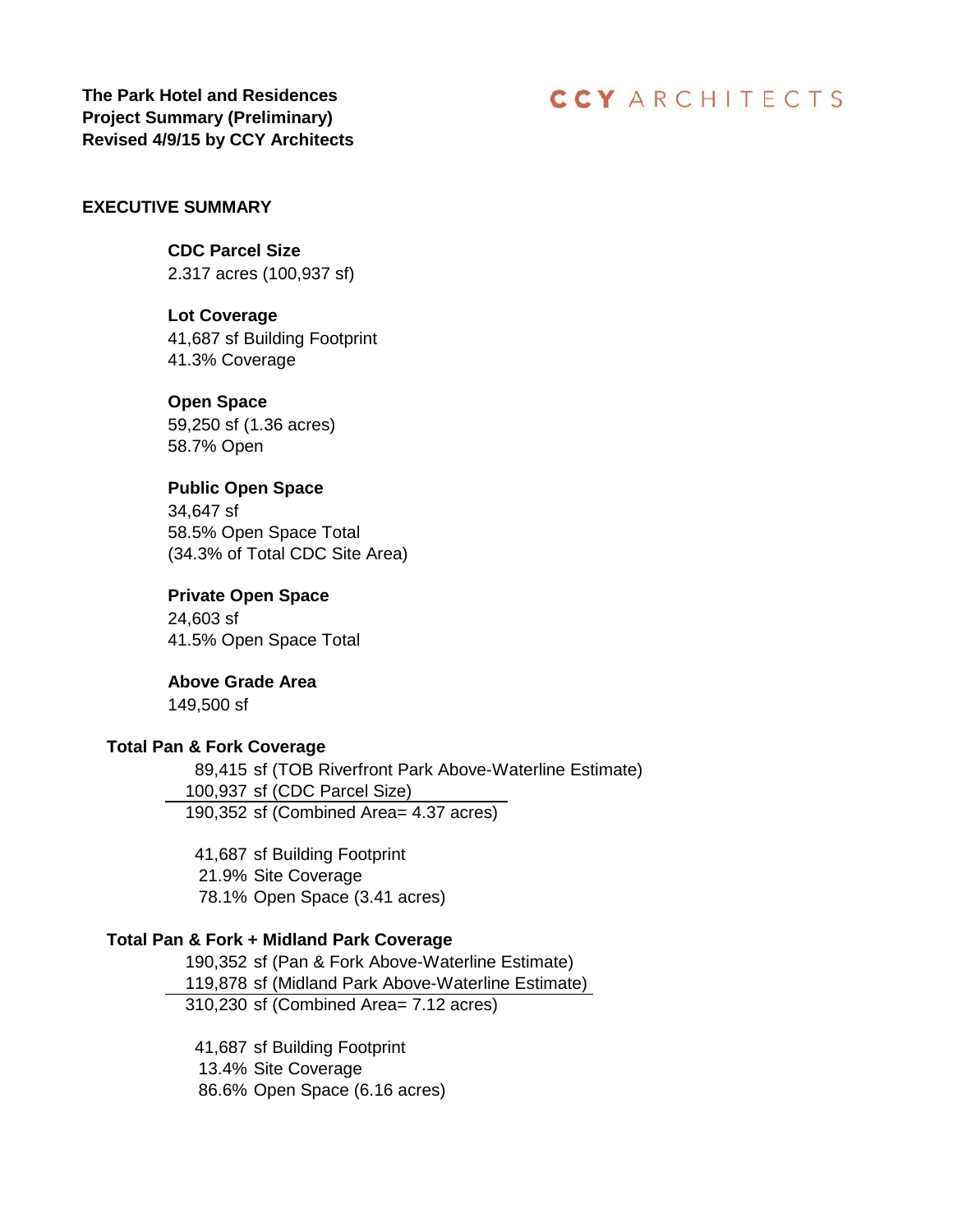**The Park Hotel and Residences**
**Project Summary (Preliminary)**
**Revised 4/9/15 by CCY Architects**

CCY ARCHITECTS

## EXECUTIVE SUMMARY

**CDC Parcel Size**
2.317 acres (100,937 sf)

**Lot Coverage**
41,687 sf Building Footprint
41.3% Coverage

**Open Space**
59,250 sf (1.36 acres)
58.7% Open

**Public Open Space**
34,647 sf
58.5% Open Space Total
(34.3% of Total CDC Site Area)

**Private Open Space**
24,603 sf
41.5% Open Space Total

**Above Grade Area**
149,500 sf

**Total Pan & Fork Coverage**

| | |
|---|---|
| 89,415 | sf (TOB Riverfront Park Above-Waterline Estimate) |
| 100,937 | sf (CDC Parcel Size) |
| 190,352 | sf (Combined Area= 4.37 acres) |

| | |
|---|---|
| 41,687 | sf Building Footprint |
| 21.9% | Site Coverage |
| 78.1% | Open Space (3.41 acres) |

**Total Pan & Fork + Midland Park Coverage**

| | |
|---|---|
| 190,352 | sf (Pan & Fork Above-Waterline Estimate) |
| 119,878 | sf (Midland Park Above-Waterline Estimate) |
| 310,230 | sf (Combined Area= 7.12 acres) |

| | |
|---|---|
| 41,687 | sf Building Footprint |
| 13.4% | Site Coverage |
| 86.6% | Open Space (6.16 acres) |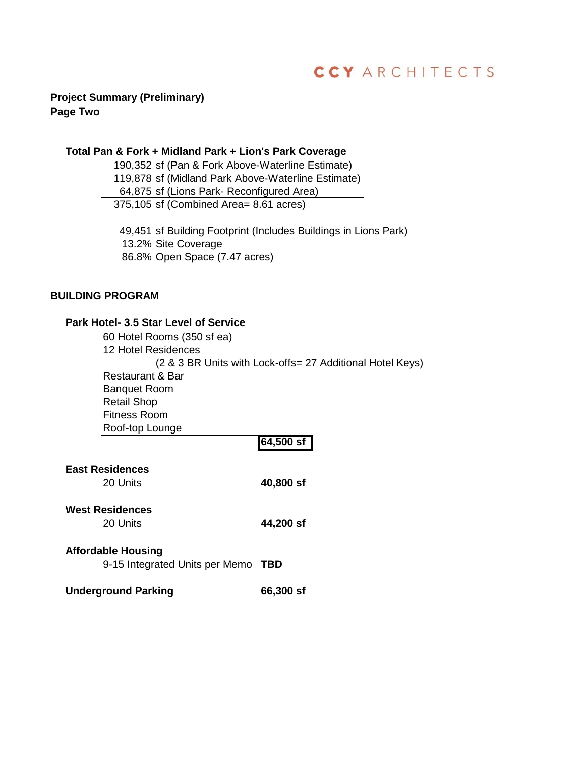CCY ARCHITECTS

**Project Summary (Preliminary)**
**Page Two**

**Total Pan & Fork + Midland Park + Lion's Park Coverage**

190,352 sf (Pan & Fork Above-Waterline Estimate)
119,878 sf (Midland Park Above-Waterline Estimate)
64,875 sf (Lions Park- Reconfigured Area)

375,105 sf (Combined Area= 8.61 acres)

49,451 sf Building Footprint (Includes Buildings in Lions Park)
13.2% Site Coverage
86.8% Open Space (7.47 acres)

**BUILDING PROGRAM**

**Park Hotel- 3.5 Star Level of Service**

- 60 Hotel Rooms (350 sf ea)
- 12 Hotel Residences
  - (2 & 3 BR Units with Lock-offs= 27 Additional Hotel Keys)
- Restaurant & Bar
- Banquet Room
- Retail Shop
- Fitness Room
- Roof-top Lounge

**64,500 sf**

**East Residences**

20 Units **40,800 sf**

**West Residences**

20 Units **44,200 sf**

**Affordable Housing**

9-15 Integrated Units per Memo **TBD**

**Underground Parking** **66,300 sf**